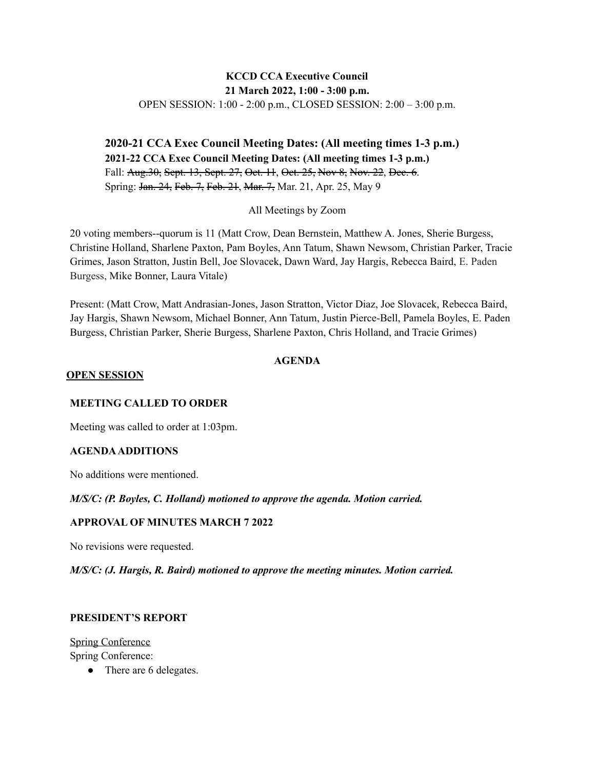**KCCD CCA Executive Council**

**21 March 2022, 1:00 - 3:00 p.m.**

OPEN SESSION: 1:00 - 2:00 p.m., CLOSED SESSION: 2:00 – 3:00 p.m.

### 2020-21 CCA Exec Council Meeting Dates: (All meeting times 1-3 p.m.)

**2021-22 CCA Exec Council Meeting Dates: (All meeting times 1-3 p.m.)**

Fall: ~~Aug.30~~, ~~Sept. 13~~, ~~Sept. 27~~, ~~Oct. 11~~, ~~Oct. 25~~, ~~Nov 8~~, ~~Nov. 22~~, ~~Dec. 6~~.

Spring: ~~Jan. 24~~, ~~Feb. 7~~, ~~Feb. 21~~, ~~Mar. 7~~, Mar. 21, Apr. 25, May 9

All Meetings by Zoom

20 voting members--quorum is 11 (Matt Crow, Dean Bernstein, Matthew A. Jones, Sherie Burgess, Christine Holland, Sharlene Paxton, Pam Boyles, Ann Tatum, Shawn Newsom, Christian Parker, Tracie Grimes, Jason Stratton, Justin Bell, Joe Slovacek, Dawn Ward, Jay Hargis, Rebecca Baird, E. Paden Burgess, Mike Bonner, Laura Vitale)

Present: (Matt Crow, Matt Andrasian-Jones, Jason Stratton, Victor Diaz, Joe Slovacek, Rebecca Baird, Jay Hargis, Shawn Newsom, Michael Bonner, Ann Tatum, Justin Pierce-Bell, Pamela Boyles, E. Paden Burgess, Christian Parker, Sherie Burgess, Sharlene Paxton, Chris Holland, and Tracie Grimes)

**AGENDA**

## OPEN SESSION

### MEETING CALLED TO ORDER

Meeting was called to order at 1:03pm.

### AGENDA ADDITIONS

No additions were mentioned.

***M/S/C: (P. Boyles, C. Holland) motioned to approve the agenda. Motion carried.***

### APPROVAL OF MINUTES MARCH 7 2022

No revisions were requested.

***M/S/C: (J. Hargis, R. Baird) motioned to approve the meeting minutes. Motion carried.***

### PRESIDENT'S REPORT

Spring Conference

Spring Conference:

- There are 6 delegates.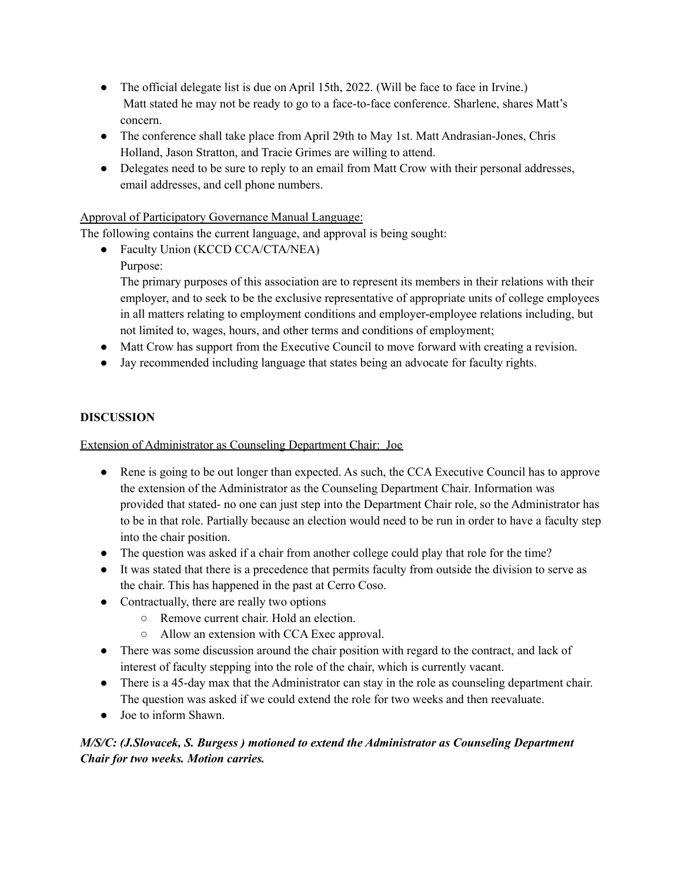- The official delegate list is due on April 15th, 2022. (Will be face to face in Irvine.) Matt stated he may not be ready to go to a face-to-face conference. Sharlene, shares Matt's concern.
- The conference shall take place from April 29th to May 1st. Matt Andrasian-Jones, Chris Holland, Jason Stratton, and Tracie Grimes are willing to attend.
- Delegates need to be sure to reply to an email from Matt Crow with their personal addresses, email addresses, and cell phone numbers.

<u>Approval of Participatory Governance Manual Language:</u>

The following contains the current language, and approval is being sought:

- Faculty Union (KCCD CCA/CTA/NEA)

  Purpose:

  The primary purposes of this association are to represent its members in their relations with their employer, and to seek to be the exclusive representative of appropriate units of college employees in all matters relating to employment conditions and employer-employee relations including, but not limited to, wages, hours, and other terms and conditions of employment;
- Matt Crow has support from the Executive Council to move forward with creating a revision.
- Jay recommended including language that states being an advocate for faculty rights.

**DISCUSSION**

<u>Extension of Administrator as Counseling Department Chair: Joe</u>

- Rene is going to be out longer than expected. As such, the CCA Executive Council has to approve the extension of the Administrator as the Counseling Department Chair. Information was provided that stated- no one can just step into the Department Chair role, so the Administrator has to be in that role. Partially because an election would need to be run in order to have a faculty step into the chair position.
- The question was asked if a chair from another college could play that role for the time?
- It was stated that there is a precedence that permits faculty from outside the division to serve as the chair. This has happened in the past at Cerro Coso.
- Contractually, there are really two options
  - Remove current chair. Hold an election.
  - Allow an extension with CCA Exec approval.
- There was some discussion around the chair position with regard to the contract, and lack of interest of faculty stepping into the role of the chair, which is currently vacant.
- There is a 45-day max that the Administrator can stay in the role as counseling department chair. The question was asked if we could extend the role for two weeks and then reevaluate.
- Joe to inform Shawn.

***M/S/C: (J.Slovacek, S. Burgess ) motioned to extend the Administrator as Counseling Department Chair for two weeks. Motion carries.***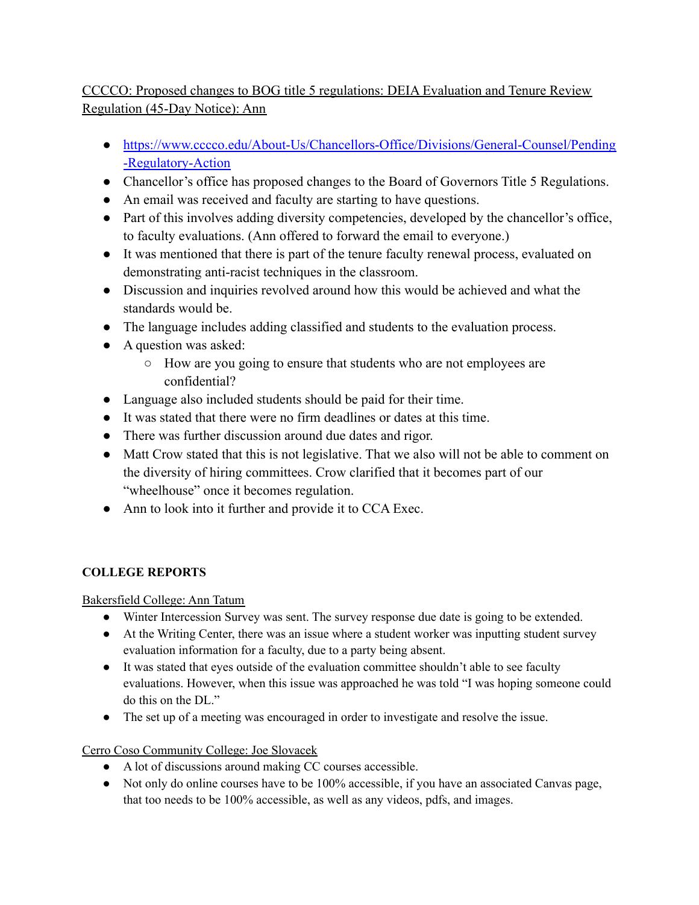CCCCO: Proposed changes to BOG title 5 regulations: DEIA Evaluation and Tenure Review Regulation (45-Day Notice): Ann

- https://www.cccco.edu/About-Us/Chancellors-Office/Divisions/General-Counsel/Pending-Regulatory-Action
- Chancellor's office has proposed changes to the Board of Governors Title 5 Regulations.
- An email was received and faculty are starting to have questions.
- Part of this involves adding diversity competencies, developed by the chancellor's office, to faculty evaluations. (Ann offered to forward the email to everyone.)
- It was mentioned that there is part of the tenure faculty renewal process, evaluated on demonstrating anti-racist techniques in the classroom.
- Discussion and inquiries revolved around how this would be achieved and what the standards would be.
- The language includes adding classified and students to the evaluation process.
- A question was asked:
  - How are you going to ensure that students who are not employees are confidential?
- Language also included students should be paid for their time.
- It was stated that there were no firm deadlines or dates at this time.
- There was further discussion around due dates and rigor.
- Matt Crow stated that this is not legislative. That we also will not be able to comment on the diversity of hiring committees. Crow clarified that it becomes part of our "wheelhouse" once it becomes regulation.
- Ann to look into it further and provide it to CCA Exec.

**COLLEGE REPORTS**

Bakersfield College: Ann Tatum

- Winter Intercession Survey was sent. The survey response due date is going to be extended.
- At the Writing Center, there was an issue where a student worker was inputting student survey evaluation information for a faculty, due to a party being absent.
- It was stated that eyes outside of the evaluation committee shouldn't able to see faculty evaluations. However, when this issue was approached he was told "I was hoping someone could do this on the DL."
- The set up of a meeting was encouraged in order to investigate and resolve the issue.

Cerro Coso Community College: Joe Slovacek

- A lot of discussions around making CC courses accessible.
- Not only do online courses have to be 100% accessible, if you have an associated Canvas page, that too needs to be 100% accessible, as well as any videos, pdfs, and images.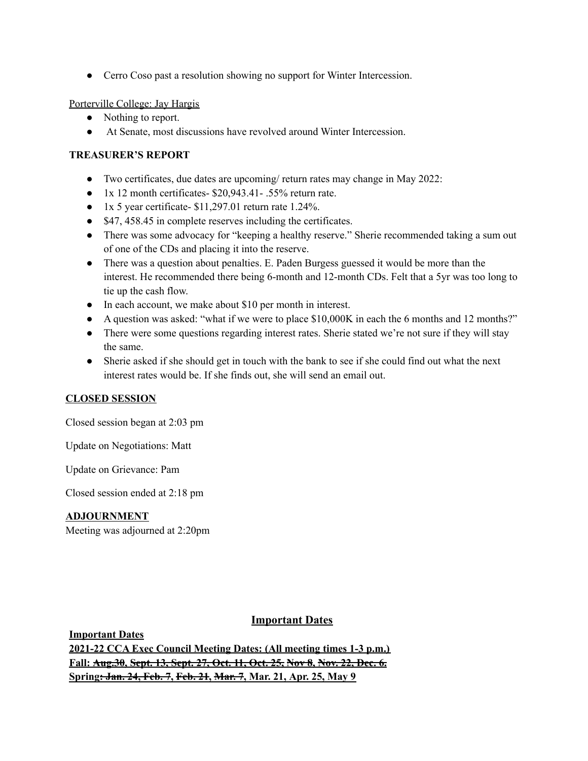- Cerro Coso past a resolution showing no support for Winter Intercession.

Porterville College: Jay Hargis

- Nothing to report.
- At Senate, most discussions have revolved around Winter Intercession.

**TREASURER'S REPORT**

- Two certificates, due dates are upcoming/ return rates may change in May 2022:
- 1x 12 month certificates- $20,943.41- .55% return rate.
- 1x 5 year certificate- $11,297.01 return rate 1.24%.
- $47, 458.45 in complete reserves including the certificates.
- There was some advocacy for "keeping a healthy reserve." Sherie recommended taking a sum out of one of the CDs and placing it into the reserve.
- There was a question about penalties. E. Paden Burgess guessed it would be more than the interest. He recommended there being 6-month and 12-month CDs. Felt that a 5yr was too long to tie up the cash flow.
- In each account, we make about $10 per month in interest.
- A question was asked: "what if we were to place $10,000K in each the 6 months and 12 months?"
- There were some questions regarding interest rates. Sherie stated we're not sure if they will stay the same.
- Sherie asked if she should get in touch with the bank to see if she could find out what the next interest rates would be. If she finds out, she will send an email out.

**CLOSED SESSION**

Closed session began at 2:03 pm

Update on Negotiations: Matt

Update on Grievance: Pam

Closed session ended at 2:18 pm

**ADJOURNMENT**

Meeting was adjourned at 2:20pm

## Important Dates

**Important Dates**

**2021-22 CCA Exec Council Meeting Dates: (All meeting times 1-3 p.m.)**

**Fall: ~~Aug.30, Sept. 13, Sept. 27, Oct. 11, Oct. 25, Nov 8, Nov. 22, Dec. 6.~~**

**Spring~~: Jan. 24, Feb. 7, Feb. 21~~, ~~Mar. 7~~, Mar. 21, Apr. 25, May 9**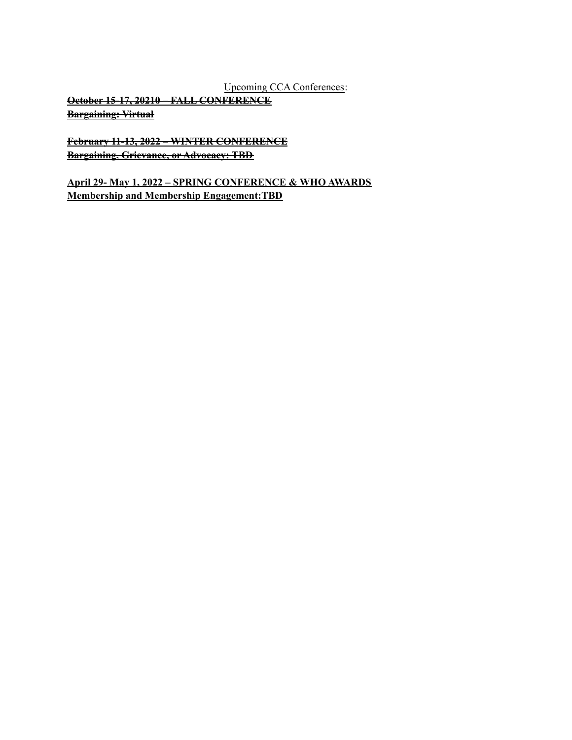Upcoming CCA Conferences:

~~**October 15-17, 20210 – FALL CONFERENCE**~~
~~**Bargaining: Virtual**~~

~~**February 11-13, 2022 – WINTER CONFERENCE**~~
~~**Bargaining, Grievance, or Advocacy: TBD**~~

**April 29- May 1, 2022 – SPRING CONFERENCE & WHO AWARDS**
**Membership and Membership Engagement:TBD**